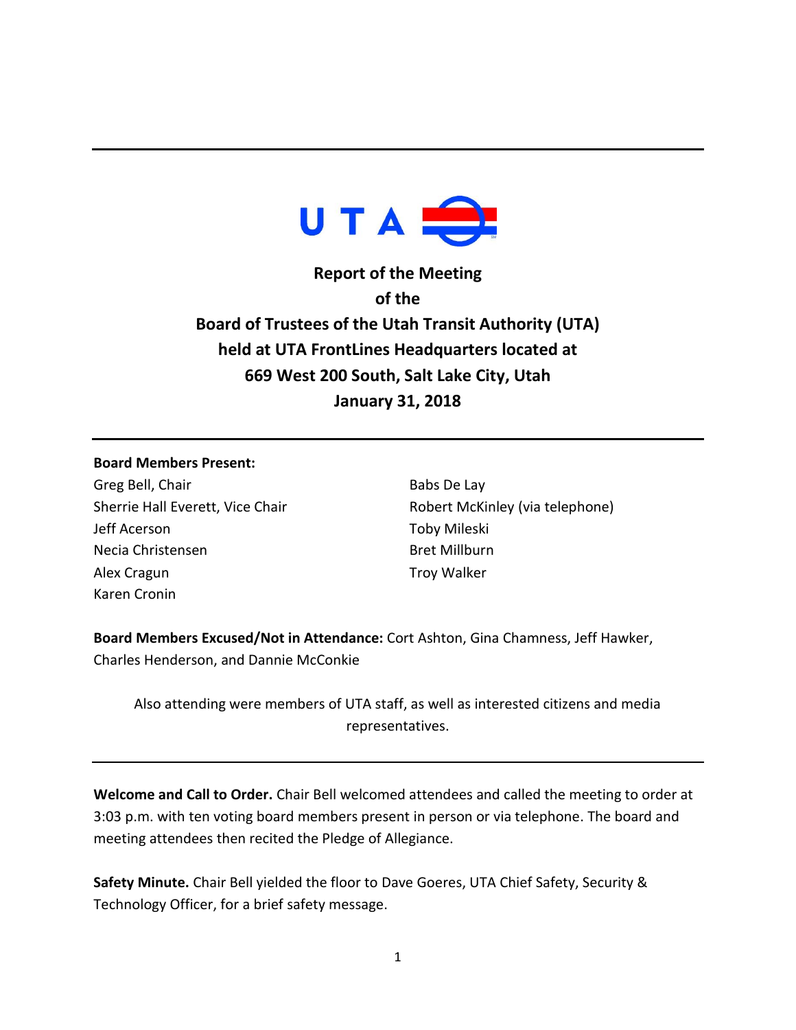# Report of the Meeting of the Board of Trustees of the Utah Transit Authority (UTA) held at UTA FrontLines Headquarters located at 669 West 200 South, Salt Lake City, Utah

## January 31, 2018

**Board Members Present:**

Greg Bell, Chair
Sherrie Hall Everett, Vice Chair
Jeff Acerson
Necia Christensen
Alex Cragun
Karen Cronin
Babs De Lay
Robert McKinley (via telephone)
Toby Mileski
Bret Millburn
Troy Walker

**Board Members Excused/Not in Attendance:** Cort Ashton, Gina Chamness, Jeff Hawker, Charles Henderson, and Dannie McConkie

Also attending were members of UTA staff, as well as interested citizens and media representatives.

**Welcome and Call to Order.** Chair Bell welcomed attendees and called the meeting to order at 3:03 p.m. with ten voting board members present in person or via telephone. The board and meeting attendees then recited the Pledge of Allegiance.

**Safety Minute.** Chair Bell yielded the floor to Dave Goeres, UTA Chief Safety, Security & Technology Officer, for a brief safety message.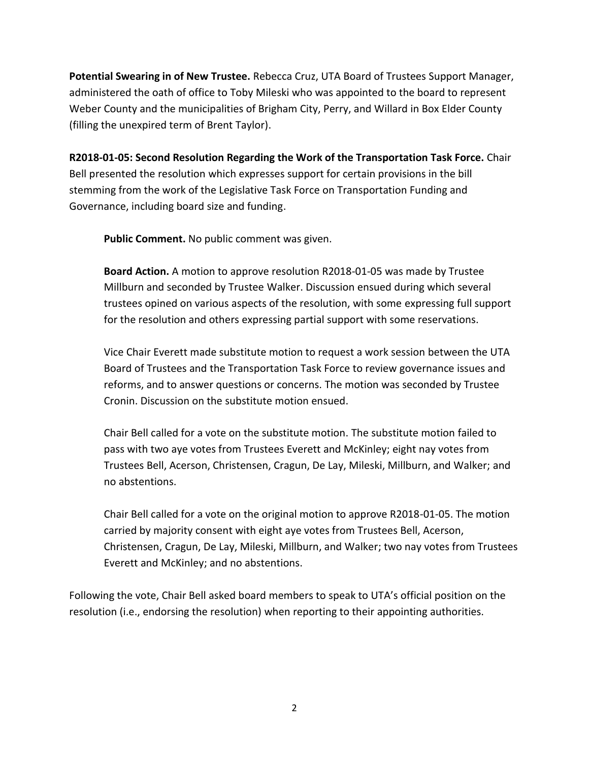**Potential Swearing in of New Trustee.** Rebecca Cruz, UTA Board of Trustees Support Manager, administered the oath of office to Toby Mileski who was appointed to the board to represent Weber County and the municipalities of Brigham City, Perry, and Willard in Box Elder County (filling the unexpired term of Brent Taylor).

**R2018-01-05: Second Resolution Regarding the Work of the Transportation Task Force.** Chair Bell presented the resolution which expresses support for certain provisions in the bill stemming from the work of the Legislative Task Force on Transportation Funding and Governance, including board size and funding.

> **Public Comment.** No public comment was given.
>
> **Board Action.** A motion to approve resolution R2018-01-05 was made by Trustee Millburn and seconded by Trustee Walker. Discussion ensued during which several trustees opined on various aspects of the resolution, with some expressing full support for the resolution and others expressing partial support with some reservations.
>
> Vice Chair Everett made substitute motion to request a work session between the UTA Board of Trustees and the Transportation Task Force to review governance issues and reforms, and to answer questions or concerns. The motion was seconded by Trustee Cronin. Discussion on the substitute motion ensued.
>
> Chair Bell called for a vote on the substitute motion. The substitute motion failed to pass with two aye votes from Trustees Everett and McKinley; eight nay votes from Trustees Bell, Acerson, Christensen, Cragun, De Lay, Mileski, Millburn, and Walker; and no abstentions.
>
> Chair Bell called for a vote on the original motion to approve R2018-01-05. The motion carried by majority consent with eight aye votes from Trustees Bell, Acerson, Christensen, Cragun, De Lay, Mileski, Millburn, and Walker; two nay votes from Trustees Everett and McKinley; and no abstentions.

Following the vote, Chair Bell asked board members to speak to UTA's official position on the resolution (i.e., endorsing the resolution) when reporting to their appointing authorities.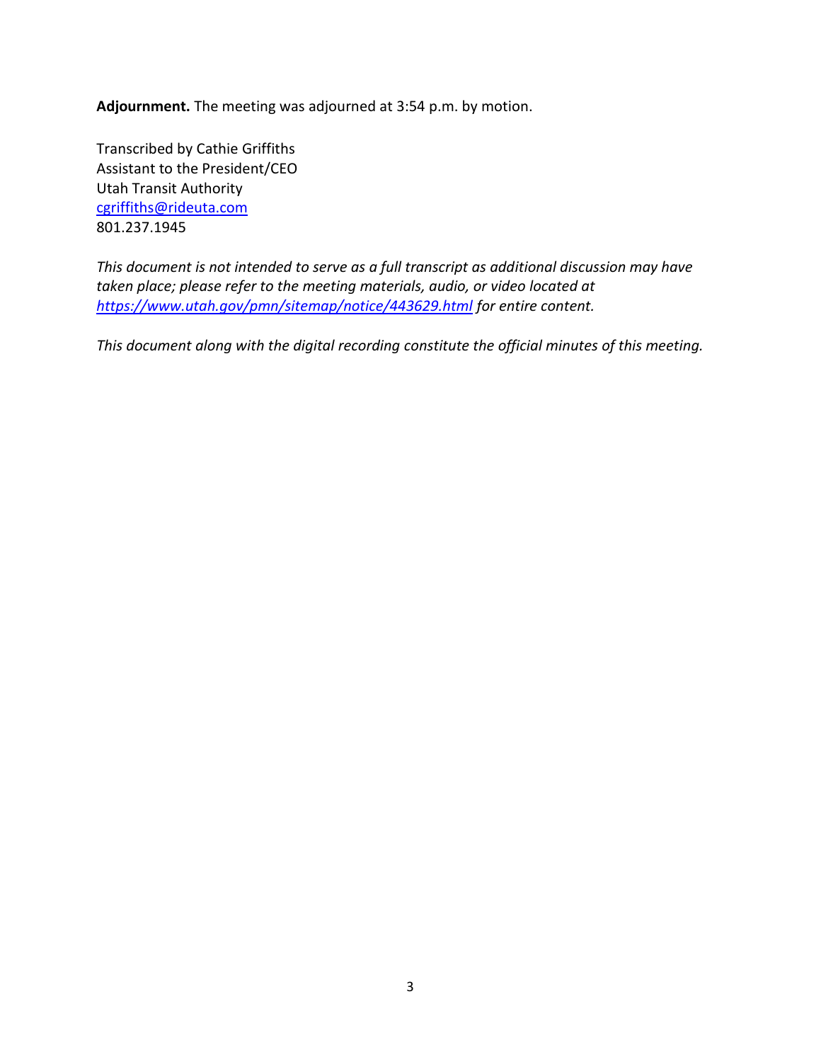**Adjournment.** The meeting was adjourned at 3:54 p.m. by motion.

Transcribed by Cathie Griffiths
Assistant to the President/CEO
Utah Transit Authority
cgriffiths@rideuta.com
801.237.1945

*This document is not intended to serve as a full transcript as additional discussion may have taken place; please refer to the meeting materials, audio, or video located at https://www.utah.gov/pmn/sitemap/notice/443629.html for entire content.*

*This document along with the digital recording constitute the official minutes of this meeting.*